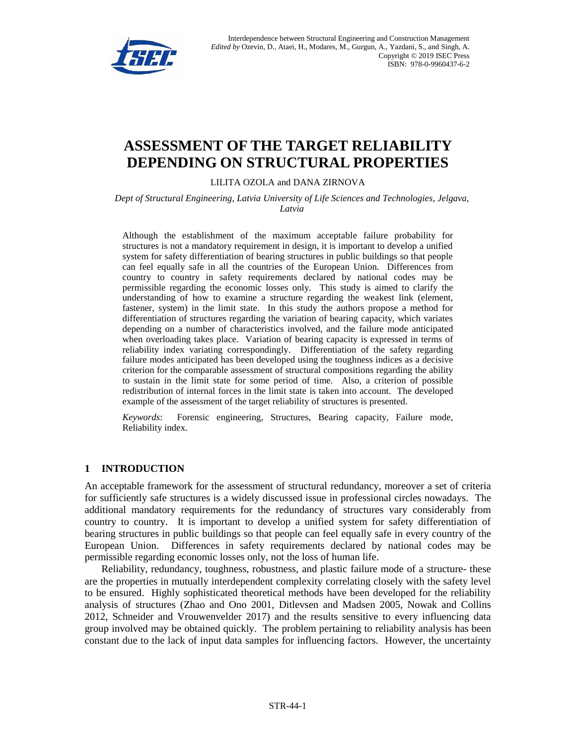# ASSESSMENT OF THE TARGET RELIABILITY DEPENDING ON STRUCTURAL PROPERTIES

LILITA OZOLA and DANA ZIRNOVA

*Dept of Structural Engineering, Latvia University of Life Sciences and Technologies, Jelgava, Latvia*

Although the establishment of the maximum acceptable failure probability for structures is not a mandatory requirement in design, it is important to develop a unified system for safety differentiation of bearing structures in public buildings so that people can feel equally safe in all the countries of the European Union. Differences from country to country in safety requirements declared by national codes may be permissible regarding the economic losses only. This study is aimed to clarify the understanding of how to examine a structure regarding the weakest link (element, fastener, system) in the limit state. In this study the authors propose a method for differentiation of structures regarding the variation of bearing capacity, which variates depending on a number of characteristics involved, and the failure mode anticipated when overloading takes place. Variation of bearing capacity is expressed in terms of reliability index variating correspondingly. Differentiation of the safety regarding failure modes anticipated has been developed using the toughness indices as a decisive criterion for the comparable assessment of structural compositions regarding the ability to sustain in the limit state for some period of time. Also, a criterion of possible redistribution of internal forces in the limit state is taken into account. The developed example of the assessment of the target reliability of structures is presented.

*Keywords*: Forensic engineering, Structures, Bearing capacity, Failure mode, Reliability index.

## 1 INTRODUCTION

An acceptable framework for the assessment of structural redundancy, moreover a set of criteria for sufficiently safe structures is a widely discussed issue in professional circles nowadays. The additional mandatory requirements for the redundancy of structures vary considerably from country to country. It is important to develop a unified system for safety differentiation of bearing structures in public buildings so that people can feel equally safe in every country of the European Union. Differences in safety requirements declared by national codes may be permissible regarding economic losses only, not the loss of human life.

Reliability, redundancy, toughness, robustness, and plastic failure mode of a structure- these are the properties in mutually interdependent complexity correlating closely with the safety level to be ensured. Highly sophisticated theoretical methods have been developed for the reliability analysis of structures (Zhao and Ono 2001, Ditlevsen and Madsen 2005, Nowak and Collins 2012, Schneider and Vrouwenvelder 2017) and the results sensitive to every influencing data group involved may be obtained quickly. The problem pertaining to reliability analysis has been constant due to the lack of input data samples for influencing factors. However, the uncertainty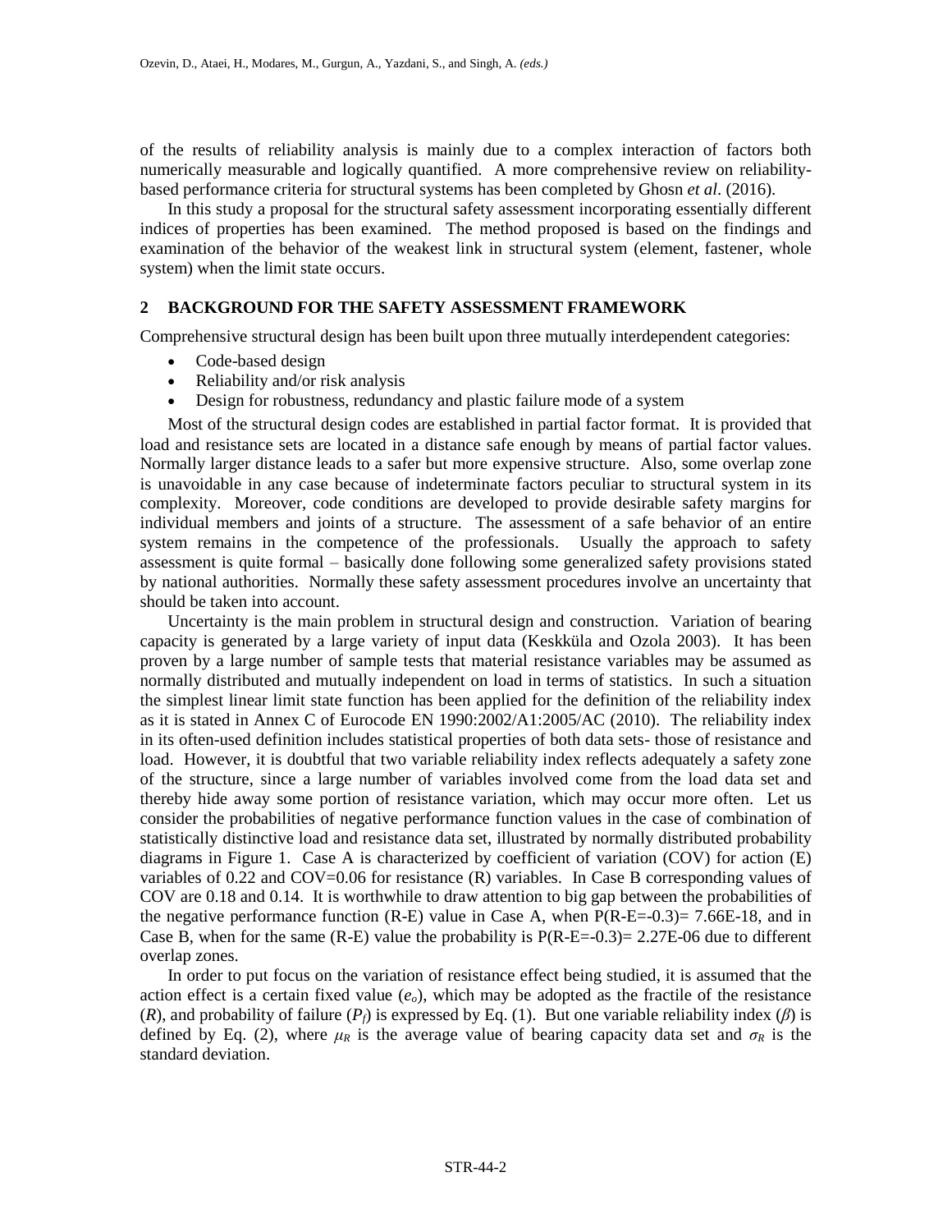of the results of reliability analysis is mainly due to a complex interaction of factors both numerically measurable and logically quantified. A more comprehensive review on reliability-based performance criteria for structural systems has been completed by Ghosn *et al*. (2016).

In this study a proposal for the structural safety assessment incorporating essentially different indices of properties has been examined. The method proposed is based on the findings and examination of the behavior of the weakest link in structural system (element, fastener, whole system) when the limit state occurs.

## 2 BACKGROUND FOR THE SAFETY ASSESSMENT FRAMEWORK

Comprehensive structural design has been built upon three mutually interdependent categories:

- Code-based design
- Reliability and/or risk analysis
- Design for robustness, redundancy and plastic failure mode of a system

Most of the structural design codes are established in partial factor format. It is provided that load and resistance sets are located in a distance safe enough by means of partial factor values. Normally larger distance leads to a safer but more expensive structure. Also, some overlap zone is unavoidable in any case because of indeterminate factors peculiar to structural system in its complexity. Moreover, code conditions are developed to provide desirable safety margins for individual members and joints of a structure. The assessment of a safe behavior of an entire system remains in the competence of the professionals. Usually the approach to safety assessment is quite formal – basically done following some generalized safety provisions stated by national authorities. Normally these safety assessment procedures involve an uncertainty that should be taken into account.

Uncertainty is the main problem in structural design and construction. Variation of bearing capacity is generated by a large variety of input data (Keskküla and Ozola 2003). It has been proven by a large number of sample tests that material resistance variables may be assumed as normally distributed and mutually independent on load in terms of statistics. In such a situation the simplest linear limit state function has been applied for the definition of the reliability index as it is stated in Annex C of Eurocode EN 1990:2002/A1:2005/AC (2010). The reliability index in its often-used definition includes statistical properties of both data sets- those of resistance and load. However, it is doubtful that two variable reliability index reflects adequately a safety zone of the structure, since a large number of variables involved come from the load data set and thereby hide away some portion of resistance variation, which may occur more often. Let us consider the probabilities of negative performance function values in the case of combination of statistically distinctive load and resistance data set, illustrated by normally distributed probability diagrams in Figure 1. Case A is characterized by coefficient of variation (COV) for action (E) variables of 0.22 and COV=0.06 for resistance (R) variables. In Case B corresponding values of COV are 0.18 and 0.14. It is worthwhile to draw attention to big gap between the probabilities of the negative performance function (R-E) value in Case A, when P(R-E=-0.3)= 7.66E-18, and in Case B, when for the same (R-E) value the probability is P(R-E=-0.3)= 2.27E-06 due to different overlap zones.

In order to put focus on the variation of resistance effect being studied, it is assumed that the action effect is a certain fixed value ($e_o$), which may be adopted as the fractile of the resistance ($R$), and probability of failure ($P_f$) is expressed by Eq. (1). But one variable reliability index ($\beta$) is defined by Eq. (2), where $\mu_R$ is the average value of bearing capacity data set and $\sigma_R$ is the standard deviation.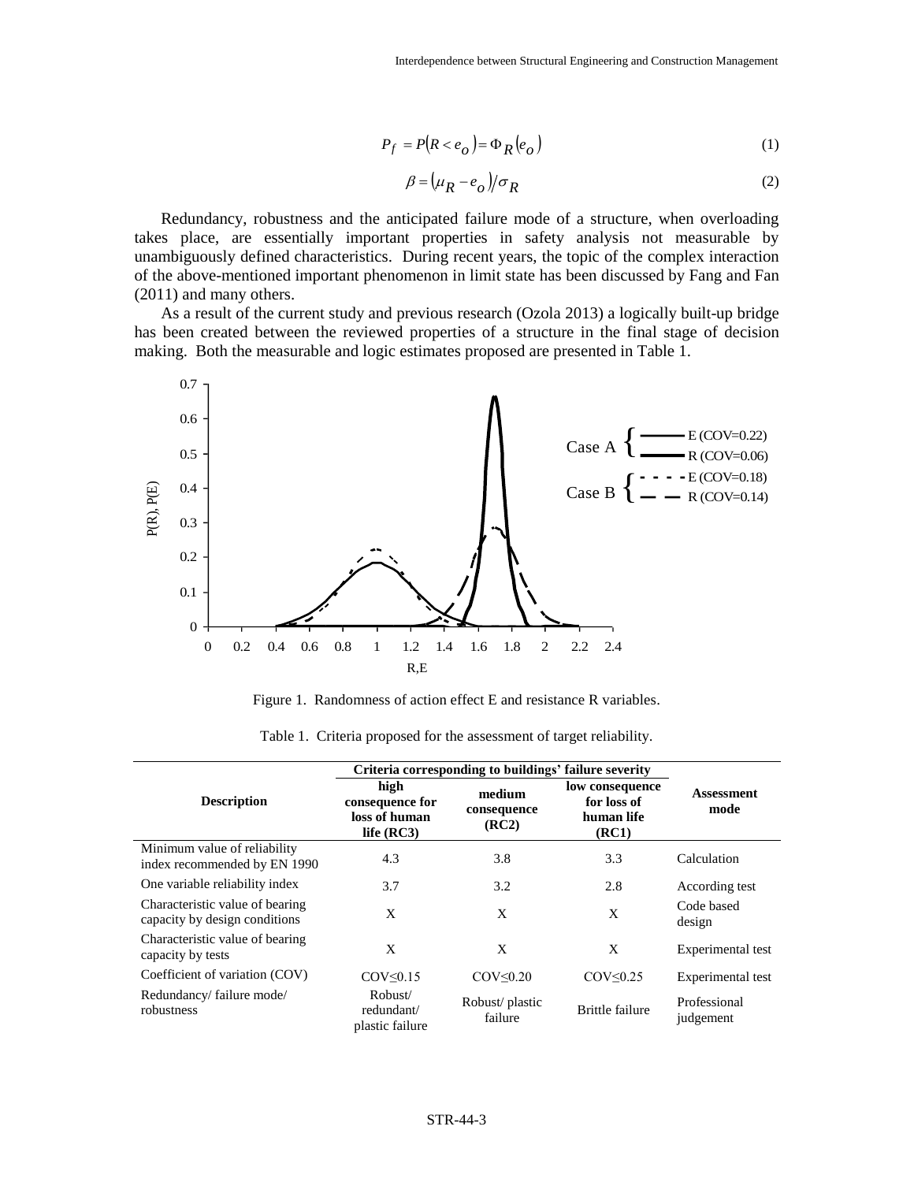$$P_f = P(R < e_o) = \Phi_R(e_o) \tag{1}$$

$$\beta = (\mu_R - e_o)/\sigma_R \tag{2}$$

Redundancy, robustness and the anticipated failure mode of a structure, when overloading takes place, are essentially important properties in safety analysis not measurable by unambiguously defined characteristics. During recent years, the topic of the complex interaction of the above-mentioned important phenomenon in limit state has been discussed by Fang and Fan (2011) and many others.

As a result of the current study and previous research (Ozola 2013) a logically built-up bridge has been created between the reviewed properties of a structure in the final stage of decision making. Both the measurable and logic estimates proposed are presented in Table 1.

Figure 1. Randomness of action effect E and resistance R variables.

Table 1. Criteria proposed for the assessment of target reliability.

| Description | Criteria corresponding to buildings' failure severity | | | Assessment mode |
|---|---|---|---|---|
| | high consequence for loss of human life (RC3) | medium consequence (RC2) | low consequence for loss of human life (RC1) | |
| Minimum value of reliability index recommended by EN 1990 | 4.3 | 3.8 | 3.3 | Calculation |
| One variable reliability index | 3.7 | 3.2 | 2.8 | According test |
| Characteristic value of bearing capacity by design conditions | X | X | X | Code based design |
| Characteristic value of bearing capacity by tests | X | X | X | Experimental test |
| Coefficient of variation (COV) | COV≤0.15 | COV≤0.20 | COV≤0.25 | Experimental test |
| Redundancy/ failure mode/ robustness | Robust/ redundant/ plastic failure | Robust/ plastic failure | Brittle failure | Professional judgement |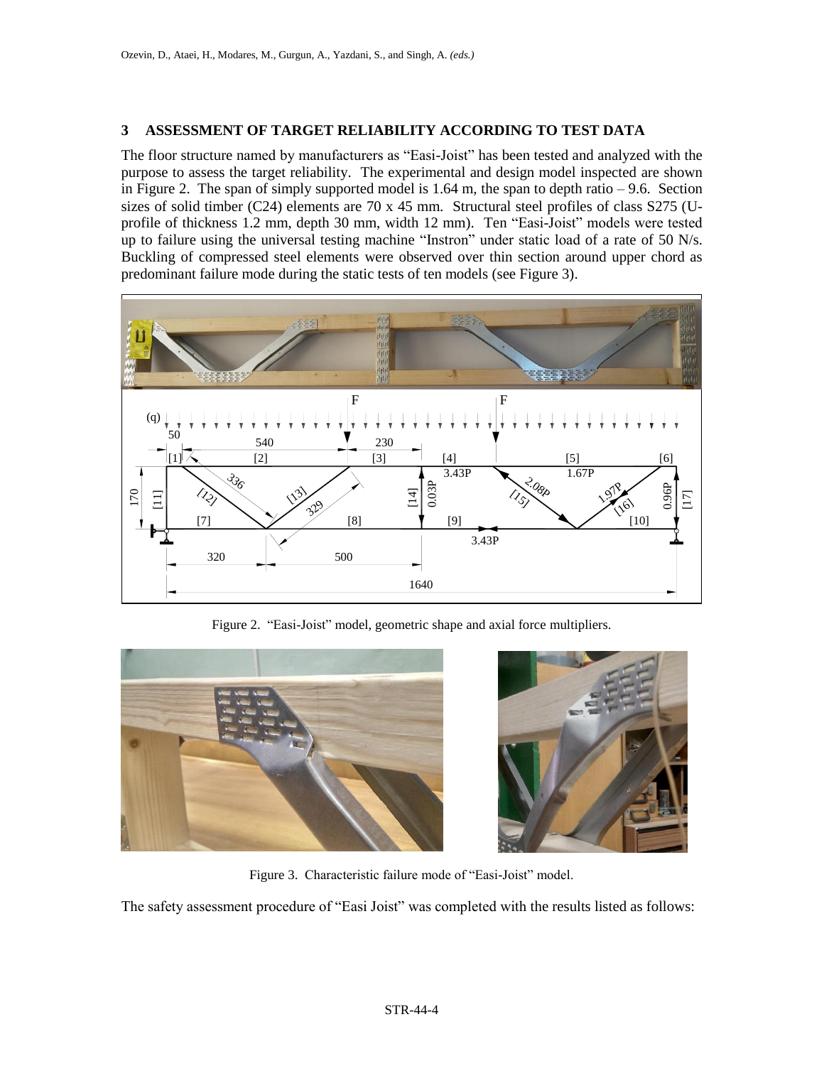## 3 ASSESSMENT OF TARGET RELIABILITY ACCORDING TO TEST DATA

The floor structure named by manufacturers as "Easi-Joist" has been tested and analyzed with the purpose to assess the target reliability. The experimental and design model inspected are shown in Figure 2. The span of simply supported model is 1.64 m, the span to depth ratio – 9.6. Section sizes of solid timber (C24) elements are 70 x 45 mm. Structural steel profiles of class S275 (U-profile of thickness 1.2 mm, depth 30 mm, width 12 mm). Ten "Easi-Joist" models were tested up to failure using the universal testing machine "Instron" under static load of a rate of 50 N/s. Buckling of compressed steel elements were observed over thin section around upper chord as predominant failure mode during the static tests of ten models (see Figure 3).

Figure 2. "Easi-Joist" model, geometric shape and axial force multipliers.

Figure 3. Characteristic failure mode of "Easi-Joist" model.

The safety assessment procedure of "Easi Joist" was completed with the results listed as follows: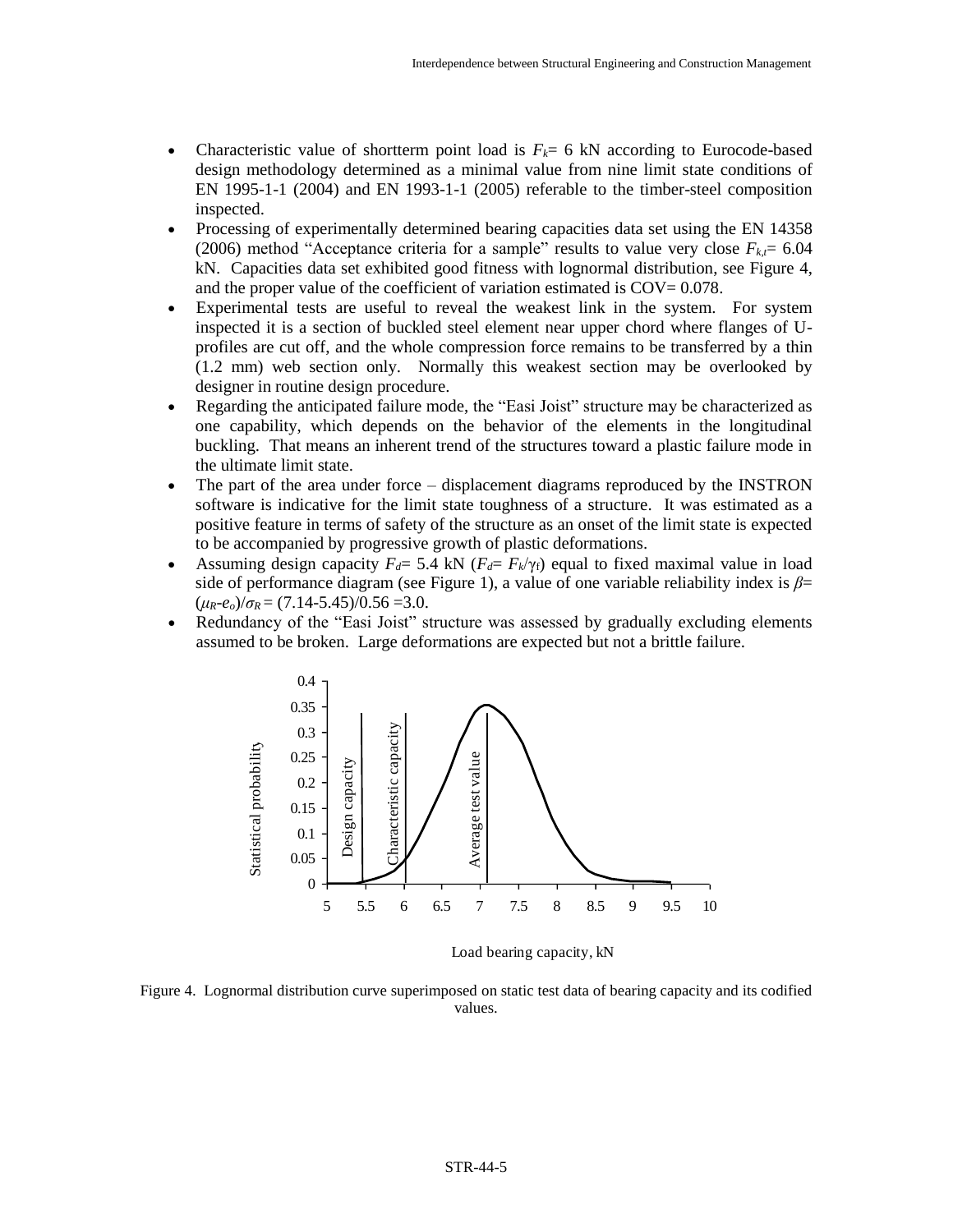- Characteristic value of shortterm point load is $F_k$= 6 kN according to Eurocode-based design methodology determined as a minimal value from nine limit state conditions of EN 1995-1-1 (2004) and EN 1993-1-1 (2005) referable to the timber-steel composition inspected.
- Processing of experimentally determined bearing capacities data set using the EN 14358 (2006) method "Acceptance criteria for a sample" results to value very close $F_{k,t}$= 6.04 kN. Capacities data set exhibited good fitness with lognormal distribution, see Figure 4, and the proper value of the coefficient of variation estimated is COV= 0.078.
- Experimental tests are useful to reveal the weakest link in the system. For system inspected it is a section of buckled steel element near upper chord where flanges of U-profiles are cut off, and the whole compression force remains to be transferred by a thin (1.2 mm) web section only. Normally this weakest section may be overlooked by designer in routine design procedure.
- Regarding the anticipated failure mode, the "Easi Joist" structure may be characterized as one capability, which depends on the behavior of the elements in the longitudinal buckling. That means an inherent trend of the structures toward a plastic failure mode in the ultimate limit state.
- The part of the area under force – displacement diagrams reproduced by the INSTRON software is indicative for the limit state toughness of a structure. It was estimated as a positive feature in terms of safety of the structure as an onset of the limit state is expected to be accompanied by progressive growth of plastic deformations.
- Assuming design capacity $F_d$= 5.4 kN ($F_d$= $F_k/\gamma_f$) equal to fixed maximal value in load side of performance diagram (see Figure 1), a value of one variable reliability index is $\beta$= $(\mu_R$-$e_o)/\sigma_R$ = (7.14-5.45)/0.56 =3.0.
- Redundancy of the "Easi Joist" structure was assessed by gradually excluding elements assumed to be broken. Large deformations are expected but not a brittle failure.

Figure 4. Lognormal distribution curve superimposed on static test data of bearing capacity and its codified values.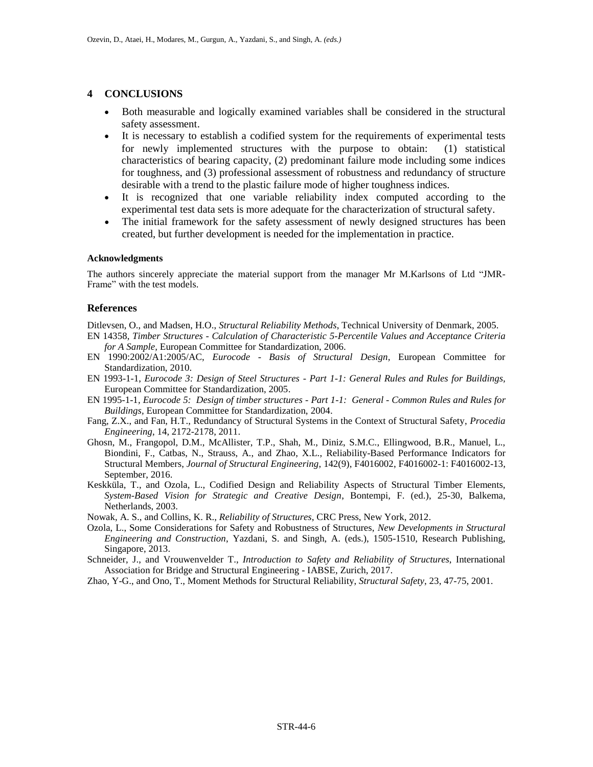## 4 CONCLUSIONS

- Both measurable and logically examined variables shall be considered in the structural safety assessment.
- It is necessary to establish a codified system for the requirements of experimental tests for newly implemented structures with the purpose to obtain: (1) statistical characteristics of bearing capacity, (2) predominant failure mode including some indices for toughness, and (3) professional assessment of robustness and redundancy of structure desirable with a trend to the plastic failure mode of higher toughness indices.
- It is recognized that one variable reliability index computed according to the experimental test data sets is more adequate for the characterization of structural safety.
- The initial framework for the safety assessment of newly designed structures has been created, but further development is needed for the implementation in practice.

#### Acknowledgments

The authors sincerely appreciate the material support from the manager Mr M.Karlsons of Ltd "JMR-Frame" with the test models.

### References

Ditlevsen, O., and Madsen, H.O., *Structural Reliability Methods*, Technical University of Denmark, 2005.

EN 14358, *Timber Structures - Calculation of Characteristic 5-Percentile Values and Acceptance Criteria for A Sample*, European Committee for Standardization, 2006.

EN 1990:2002/A1:2005/AC, *Eurocode - Basis of Structural Design,* European Committee for Standardization, 2010.

EN 1993-1-1, *Eurocode 3: Design of Steel Structures - Part 1-1: General Rules and Rules for Buildings,* European Committee for Standardization, 2005.

EN 1995-1-1, *Eurocode 5: Design of timber structures - Part 1-1: General - Common Rules and Rules for Buildings*, European Committee for Standardization, 2004.

Fang, Z.X., and Fan, H.T., Redundancy of Structural Systems in the Context of Structural Safety, *Procedia Engineering*, 14, 2172-2178, 2011.

Ghosn, M., Frangopol, D.M., McAllister, T.P., Shah, M., Diniz, S.M.C., Ellingwood, B.R., Manuel, L., Biondini, F., Catbas, N., Strauss, A., and Zhao, X.L., Reliability-Based Performance Indicators for Structural Members, *Journal of Structural Engineering*, 142(9), F4016002, F4016002-1: F4016002-13, September, 2016.

Keskküla, T., and Ozola, L., Codified Design and Reliability Aspects of Structural Timber Elements, *System-Based Vision for Strategic and Creative Design*, Bontempi, F. (ed.), 25-30, Balkema, Netherlands, 2003.

Nowak, A. S., and Collins, K. R., *Reliability of Structures*, CRC Press, New York, 2012.

Ozola, L., Some Considerations for Safety and Robustness of Structures, *New Developments in Structural Engineering and Construction*, Yazdani, S. and Singh, A. (eds.), 1505-1510, Research Publishing, Singapore, 2013.

Schneider, J., and Vrouwenvelder T., *Introduction to Safety and Reliability of Structures*, International Association for Bridge and Structural Engineering - IABSE, Zurich, 2017.

Zhao, Y-G., and Ono, T., Moment Methods for Structural Reliability, *Structural Safety*, 23, 47-75, 2001.